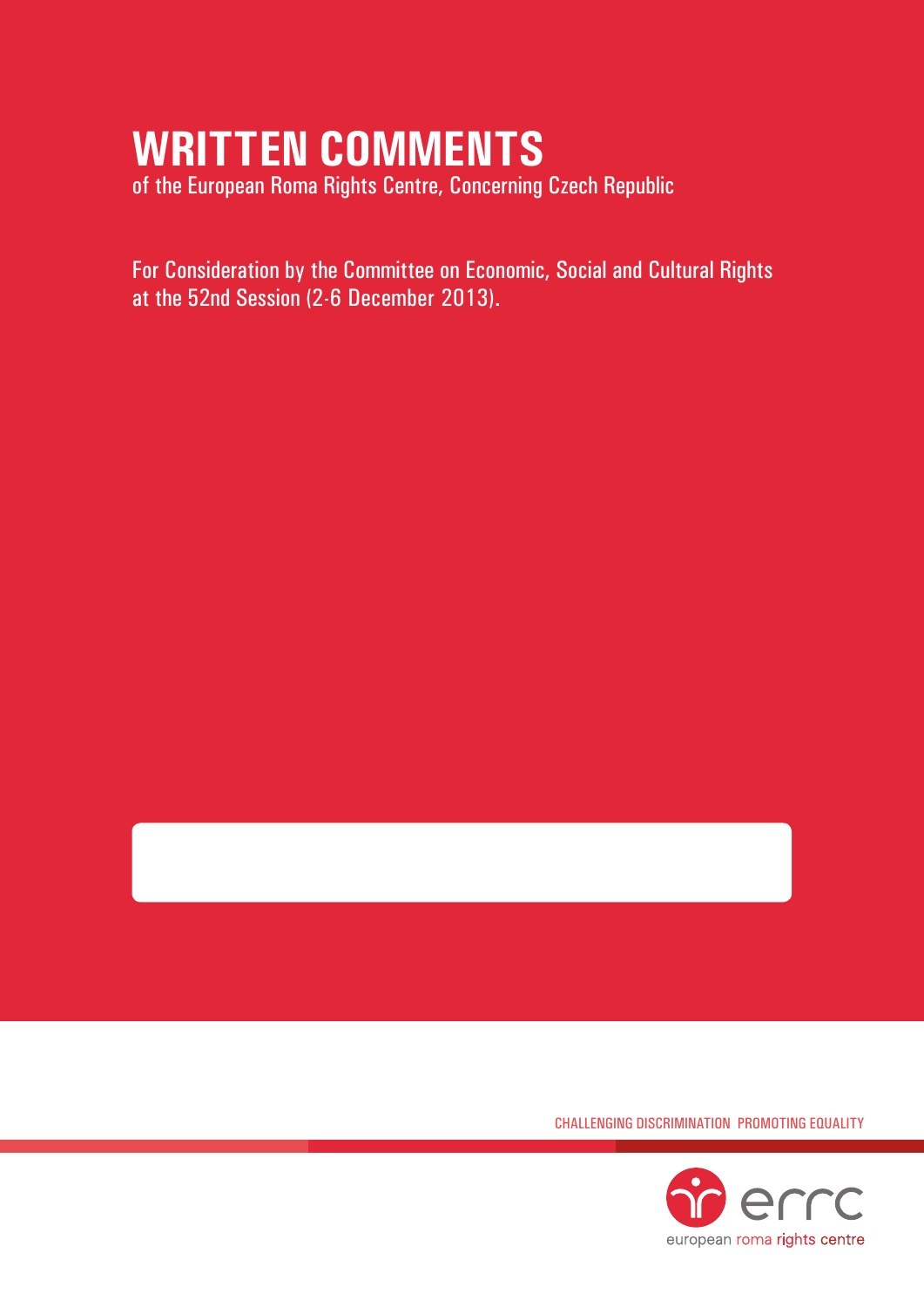# WRITTEN COMMENTS

of the European Roma Rights Centre, Concerning Czech Republic

For Consideration by the Committee on Economic, Social and Cultural Rights at the 52nd Session (2-6 December 2013).

CHALLENGING DISCRIMINATION PROMOTING EQUALITY

errc

european roma rights centre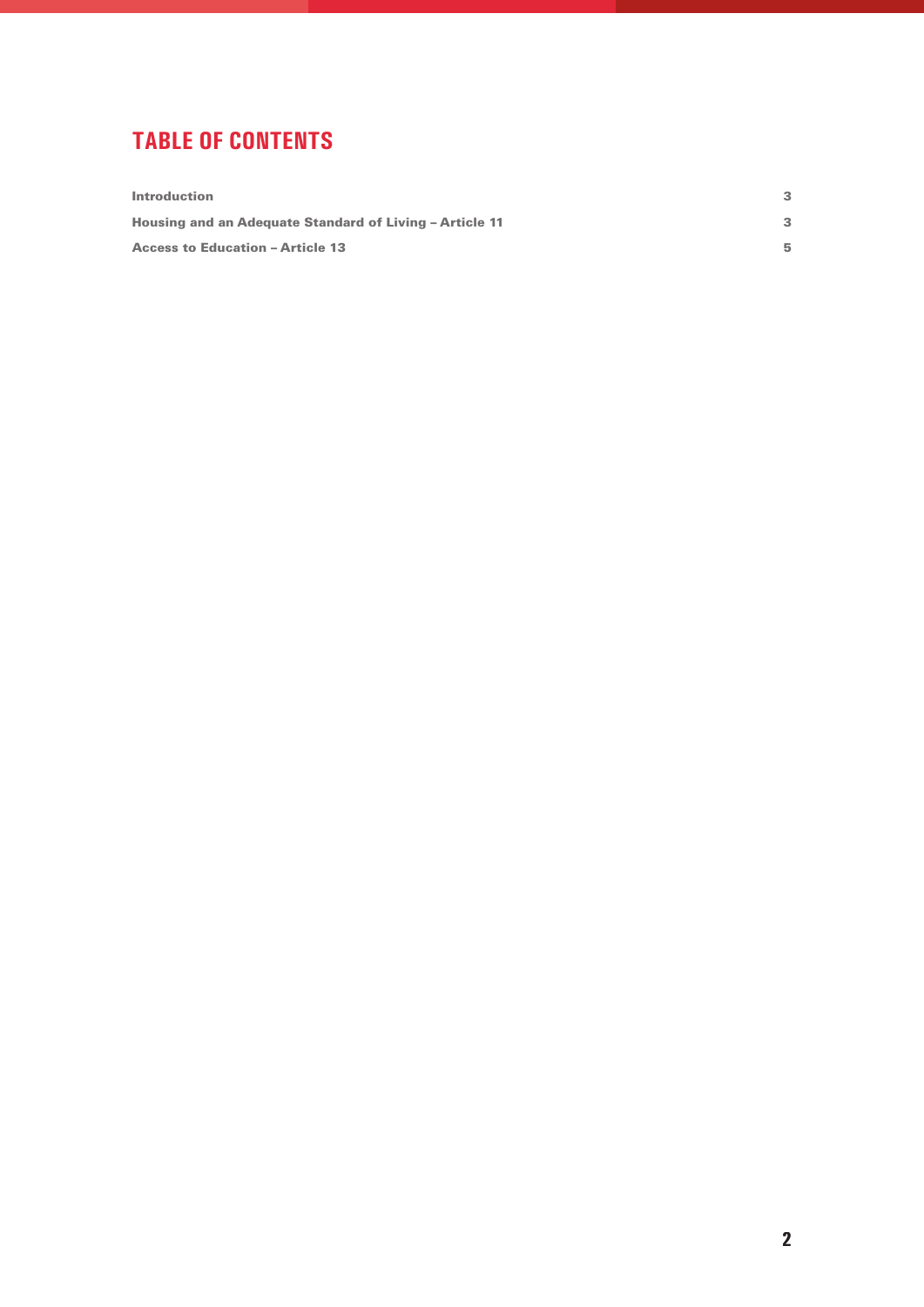# TABLE OF CONTENTS

| | |
|---|---|
| **Introduction** | **3** |
| **Housing and an Adequate Standard of Living – Article 11** | **3** |
| **Access to Education – Article 13** | **5** |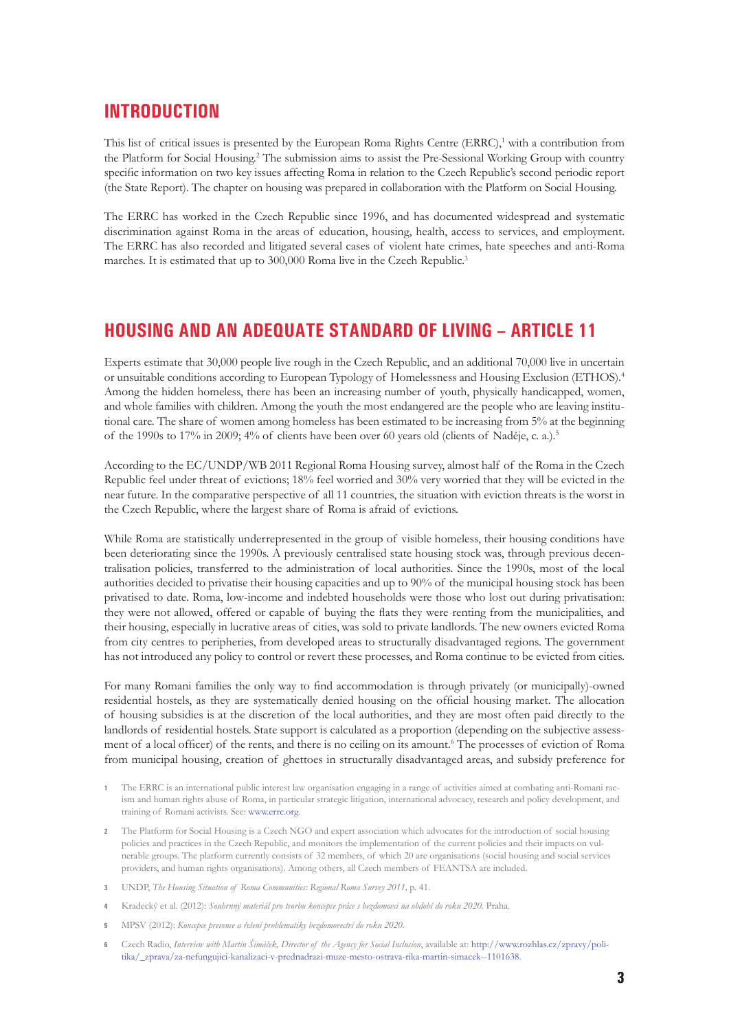## INTRODUCTION

This list of critical issues is presented by the European Roma Rights Centre (ERRC),[1] with a contribution from the Platform for Social Housing.[2] The submission aims to assist the Pre-Sessional Working Group with country specific information on two key issues affecting Roma in relation to the Czech Republic's second periodic report (the State Report). The chapter on housing was prepared in collaboration with the Platform on Social Housing.

The ERRC has worked in the Czech Republic since 1996, and has documented widespread and systematic discrimination against Roma in the areas of education, housing, health, access to services, and employment. The ERRC has also recorded and litigated several cases of violent hate crimes, hate speeches and anti-Roma marches. It is estimated that up to 300,000 Roma live in the Czech Republic.[3]

## HOUSING AND AN ADEQUATE STANDARD OF LIVING – ARTICLE 11

Experts estimate that 30,000 people live rough in the Czech Republic, and an additional 70,000 live in uncertain or unsuitable conditions according to European Typology of Homelessness and Housing Exclusion (ETHOS).[4] Among the hidden homeless, there has been an increasing number of youth, physically handicapped, women, and whole families with children. Among the youth the most endangered are the people who are leaving institutional care. The share of women among homeless has been estimated to be increasing from 5% at the beginning of the 1990s to 17% in 2009; 4% of clients have been over 60 years old (clients of Naděje, c. a.).[5]

According to the EC/UNDP/WB 2011 Regional Roma Housing survey, almost half of the Roma in the Czech Republic feel under threat of evictions; 18% feel worried and 30% very worried that they will be evicted in the near future. In the comparative perspective of all 11 countries, the situation with eviction threats is the worst in the Czech Republic, where the largest share of Roma is afraid of evictions.

While Roma are statistically underrepresented in the group of visible homeless, their housing conditions have been deteriorating since the 1990s. A previously centralised state housing stock was, through previous decentralisation policies, transferred to the administration of local authorities. Since the 1990s, most of the local authorities decided to privatise their housing capacities and up to 90% of the municipal housing stock has been privatised to date. Roma, low-income and indebted households were those who lost out during privatisation: they were not allowed, offered or capable of buying the flats they were renting from the municipalities, and their housing, especially in lucrative areas of cities, was sold to private landlords. The new owners evicted Roma from city centres to peripheries, from developed areas to structurally disadvantaged regions. The government has not introduced any policy to control or revert these processes, and Roma continue to be evicted from cities.

For many Romani families the only way to find accommodation is through privately (or municipally)-owned residential hostels, as they are systematically denied housing on the official housing market. The allocation of housing subsidies is at the discretion of the local authorities, and they are most often paid directly to the landlords of residential hostels. State support is calculated as a proportion (depending on the subjective assessment of a local officer) of the rents, and there is no ceiling on its amount.[6] The processes of eviction of Roma from municipal housing, creation of ghettoes in structurally disadvantaged areas, and subsidy preference for

---

1. The ERRC is an international public interest law organisation engaging in a range of activities aimed at combating anti-Romani racism and human rights abuse of Roma, in particular strategic litigation, international advocacy, research and policy development, and training of Romani activists. See: www.errc.org.
2. The Platform for Social Housing is a Czech NGO and expert association which advocates for the introduction of social housing policies and practices in the Czech Republic, and monitors the implementation of the current policies and their impacts on vulnerable groups. The platform currently consists of 32 members, of which 20 are organisations (social housing and social services providers, and human rights organisations). Among others, all Czech members of FEANTSA are included.
3. UNDP, *The Housing Situation of Roma Communities: Regional Roma Survey 2011,* p. 41.
4. Kradecký et al. (2012): *Souhrnný materiál pro tvorbu koncepce práce s bezdomovci na období do roku 2020.* Praha.
5. MPSV (2012): *Koncepce prevence a řešení problematiky bezdomovectví do roku 2020.*
6. Czech Radio, *Interview with Martin Šimáček, Director of the Agency for Social Inclusion*, available at: http://www.rozhlas.cz/zpravy/politika/_zprava/za-nefungujici-kanalizaci-v-prednadrazi-muze-mesto-ostrava-rika-martin-simacek--1101638.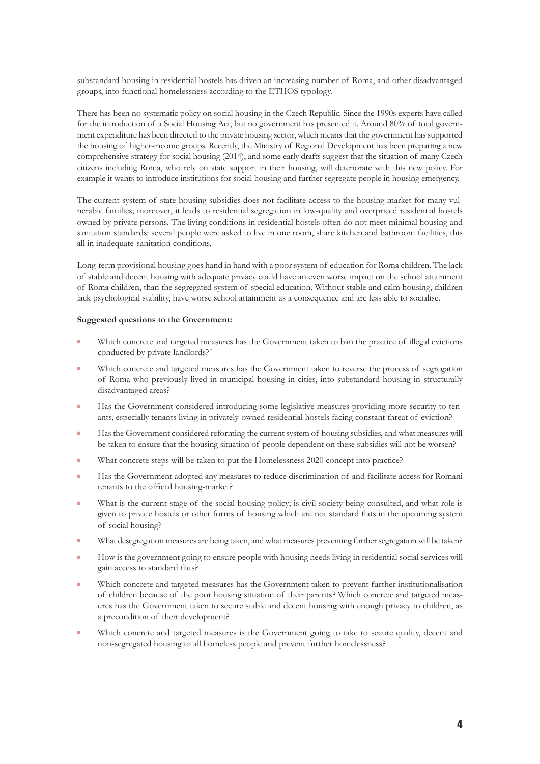substandard housing in residential hostels has driven an increasing number of Roma, and other disadvantaged groups, into functional homelessness according to the ETHOS typology.

There has been no systematic policy on social housing in the Czech Republic. Since the 1990s experts have called for the introduction of a Social Housing Act, but no government has presented it. Around 80% of total government expenditure has been directed to the private housing sector, which means that the government has supported the housing of higher-income groups. Recently, the Ministry of Regional Development has been preparing a new comprehensive strategy for social housing (2014), and some early drafts suggest that the situation of many Czech citizens including Roma, who rely on state support in their housing, will deteriorate with this new policy. For example it wants to introduce institutions for social housing and further segregate people in housing emergency.

The current system of state housing subsidies does not facilitate access to the housing market for many vulnerable families; moreover, it leads to residential segregation in low-quality and overpriced residential hostels owned by private persons. The living conditions in residential hostels often do not meet minimal housing and sanitation standards: several people were asked to live in one room, share kitchen and bathroom facilities, this all in inadequate-sanitation conditions.

Long-term provisional housing goes hand in hand with a poor system of education for Roma children. The lack of stable and decent housing with adequate privacy could have an even worse impact on the school attainment of Roma children, than the segregated system of special education. Without stable and calm housing, children lack psychological stability, have worse school attainment as a consequence and are less able to socialise.

**Suggested questions to the Government:**

- Which concrete and targeted measures has the Government taken to ban the practice of illegal evictions conducted by private landlords?¨
- Which concrete and targeted measures has the Government taken to reverse the process of segregation of Roma who previously lived in municipal housing in cities, into substandard housing in structurally disadvantaged areas?
- Has the Government considered introducing some legislative measures providing more security to tenants, especially tenants living in privately-owned residential hostels facing constant threat of eviction?
- Has the Government considered reforming the current system of housing subsidies, and what measures will be taken to ensure that the housing situation of people dependent on these subsidies will not be worsen?
- What concrete steps will be taken to put the Homelessness 2020 concept into practice?
- Has the Government adopted any measures to reduce discrimination of and facilitate access for Romani tenants to the official housing-market?
- What is the current stage of the social housing policy; is civil society being consulted, and what role is given to private hostels or other forms of housing which are not standard flats in the upcoming system of social housing?
- What desegregation measures are being taken, and what measures preventing further segregation will be taken?
- How is the government going to ensure people with housing needs living in residential social services will gain access to standard flats?
- Which concrete and targeted measures has the Government taken to prevent further institutionalisation of children because of the poor housing situation of their parents? Which concrete and targeted measures has the Government taken to secure stable and decent housing with enough privacy to children, as a precondition of their development?
- Which concrete and targeted measures is the Government going to take to secure quality, decent and non-segregated housing to all homeless people and prevent further homelessness?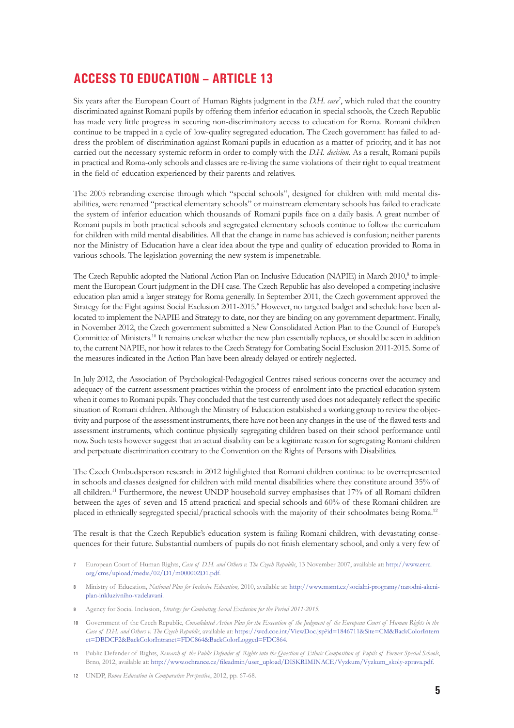## ACCESS TO EDUCATION – ARTICLE 13

Six years after the European Court of Human Rights judgment in the *D.H. case*[7], which ruled that the country discriminated against Romani pupils by offering them inferior education in special schools, the Czech Republic has made very little progress in securing non-discriminatory access to education for Roma. Romani children continue to be trapped in a cycle of low-quality segregated education. The Czech government has failed to address the problem of discrimination against Romani pupils in education as a matter of priority, and it has not carried out the necessary systemic reform in order to comply with the *D.H. decision*. As a result, Romani pupils in practical and Roma-only schools and classes are re-living the same violations of their right to equal treatment in the field of education experienced by their parents and relatives.

The 2005 rebranding exercise through which "special schools", designed for children with mild mental disabilities, were renamed "practical elementary schools" or mainstream elementary schools has failed to eradicate the system of inferior education which thousands of Romani pupils face on a daily basis. A great number of Romani pupils in both practical schools and segregated elementary schools continue to follow the curriculum for children with mild mental disabilities. All that the change in name has achieved is confusion; neither parents nor the Ministry of Education have a clear idea about the type and quality of education provided to Roma in various schools. The legislation governing the new system is impenetrable.

The Czech Republic adopted the National Action Plan on Inclusive Education (NAPIE) in March 2010,[8] to implement the European Court judgment in the DH case. The Czech Republic has also developed a competing inclusive education plan amid a larger strategy for Roma generally. In September 2011, the Czech government approved the Strategy for the Fight against Social Exclusion 2011-2015.[9] However, no targeted budget and schedule have been allocated to implement the NAPIE and Strategy to date, nor they are binding on any government department. Finally, in November 2012, the Czech government submitted a New Consolidated Action Plan to the Council of Europe's Committee of Ministers.[10] It remains unclear whether the new plan essentially replaces, or should be seen in addition to, the current NAPIE, nor how it relates to the Czech Strategy for Combating Social Exclusion 2011-2015. Some of the measures indicated in the Action Plan have been already delayed or entirely neglected.

In July 2012, the Association of Psychological-Pedagogical Centres raised serious concerns over the accuracy and adequacy of the current assessment practices within the process of enrolment into the practical education system when it comes to Romani pupils. They concluded that the test currently used does not adequately reflect the specific situation of Romani children. Although the Ministry of Education established a working group to review the objectivity and purpose of the assessment instruments, there have not been any changes in the use of the flawed tests and assessment instruments, which continue physically segregating children based on their school performance until now. Such tests however suggest that an actual disability can be a legitimate reason for segregating Romani children and perpetuate discrimination contrary to the Convention on the Rights of Persons with Disabilities.

The Czech Ombudsperson research in 2012 highlighted that Romani children continue to be overrepresented in schools and classes designed for children with mild mental disabilities where they constitute around 35% of all children.[11] Furthermore, the newest UNDP household survey emphasises that 17% of all Romani children between the ages of seven and 15 attend practical and special schools and 60% of these Romani children are placed in ethnically segregated special/practical schools with the majority of their schoolmates being Roma.[12]

The result is that the Czech Republic's education system is failing Romani children, with devastating consequences for their future. Substantial numbers of pupils do not finish elementary school, and only a very few of

---

7. European Court of Human Rights, *Case of D.H. and Others v. The Czech Republic*, 13 November 2007, available at: http://www.errc.org/cms/upload/media/02/D1/m000002D1.pdf.
8. Ministry of Education, *National Plan for Inclusive Education,* 2010, available at: http://www.msmt.cz/socialni-programy/narodni-akcni-plan-inkluzivniho-vzdelavani.
9. Agency for Social Inclusion, *Strategy for Combating Social Exclusion for the Period 2011-2015.*
10. Government of the Czech Republic, *Consolidated Action Plan for the Execution of the Judgment of the European Court of Human Rights in the Case of D.H. and Others v. The Czech Republic*, available at: https://wcd.coe.int/ViewDoc.jsp?id=1846711&Site=CM&BackColorInternet=DBDCF2&BackColorIntranet=FDC864&BackColorLogged=FDC864.
11. Public Defender of Rights, *Research of the Public Defender of Rights into the Question of Ethnic Composition of Pupils of Former Special Schools*, Brno, 2012, available at: http://www.ochrance.cz/fileadmin/user_upload/DISKRIMINACE/Vyzkum/Vyzkum_skoly-zprava.pdf.
12. UNDP, *Roma Education in Comparative Perspective*, 2012, pp. 67-68.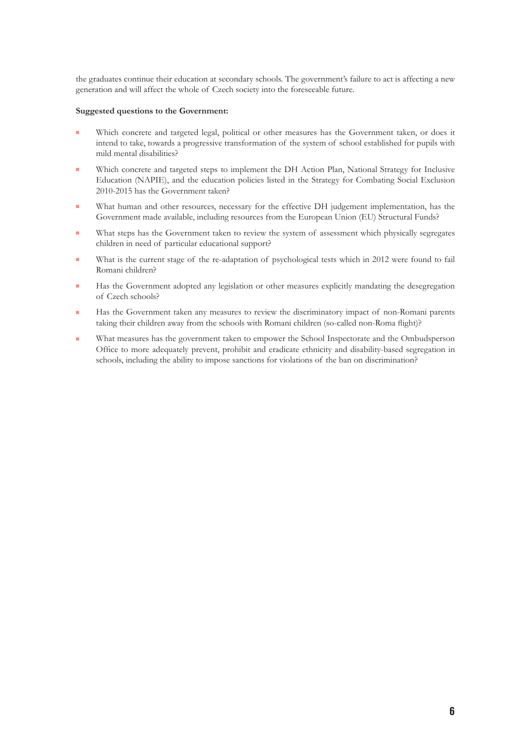the graduates continue their education at secondary schools. The government's failure to act is affecting a new generation and will affect the whole of Czech society into the foreseeable future.

**Suggested questions to the Government:**

- Which concrete and targeted legal, political or other measures has the Government taken, or does it intend to take, towards a progressive transformation of the system of school established for pupils with mild mental disabilities?
- Which concrete and targeted steps to implement the DH Action Plan, National Strategy for Inclusive Education (NAPIE), and the education policies listed in the Strategy for Combating Social Exclusion 2010-2015 has the Government taken?
- What human and other resources, necessary for the effective DH judgement implementation, has the Government made available, including resources from the European Union (EU) Structural Funds?
- What steps has the Government taken to review the system of assessment which physically segregates children in need of particular educational support?
- What is the current stage of the re-adaptation of psychological tests which in 2012 were found to fail Romani children?
- Has the Government adopted any legislation or other measures explicitly mandating the desegregation of Czech schools?
- Has the Government taken any measures to review the discriminatory impact of non-Romani parents taking their children away from the schools with Romani children (so-called non-Roma flight)?
- What measures has the government taken to empower the School Inspectorate and the Ombudsperson Office to more adequately prevent, prohibit and eradicate ethnicity and disability-based segregation in schools, including the ability to impose sanctions for violations of the ban on discrimination?